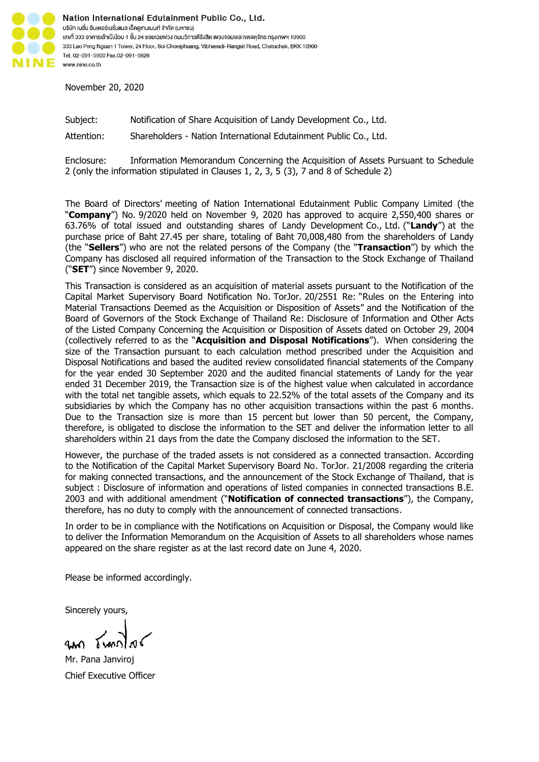Nation International Edutainment Public Co., Ltd.
บริษัท เนชั่น อินเตอร์เนชั่นแนล เอ็ดดูเทนเมนท์ จำกัด (มหาชน)
เลขที่ 333 อาคารเล้าเป้งง้วน 1 ชั้น 24 ซอยเฉยพ่วง ถนนวิภาวดีรังสิต แขวงจอมพล เขตจตุจักร กรุงเทพฯ 10900
333 Lao Peng Nguan 1 Tower, 24 Floor, Soi Choeiphuang, Vibhavadi-Rangsit Road, Chatuchak, BKK 10900
Tel. 02-091-5900 Fax.02-091-5928
www.nine.co.th

November 20, 2020

Subject: Notification of Share Acquisition of Landy Development Co., Ltd.

Attention: Shareholders - Nation International Edutainment Public Co., Ltd.

Enclosure: Information Memorandum Concerning the Acquisition of Assets Pursuant to Schedule 2 (only the information stipulated in Clauses 1, 2, 3, 5 (3), 7 and 8 of Schedule 2)

The Board of Directors' meeting of Nation International Edutainment Public Company Limited (the "**Company**") No. 9/2020 held on November 9, 2020 has approved to acquire 2,550,400 shares or 63.76% of total issued and outstanding shares of Landy Development Co., Ltd. ("**Landy**") at the purchase price of Baht 27.45 per share, totaling of Baht 70,008,480 from the shareholders of Landy (the "**Sellers**") who are not the related persons of the Company (the "**Transaction**") by which the Company has disclosed all required information of the Transaction to the Stock Exchange of Thailand ("**SET**") since November 9, 2020.

This Transaction is considered as an acquisition of material assets pursuant to the Notification of the Capital Market Supervisory Board Notification No. TorJor. 20/2551 Re: "Rules on the Entering into Material Transactions Deemed as the Acquisition or Disposition of Assets" and the Notification of the Board of Governors of the Stock Exchange of Thailand Re: Disclosure of Information and Other Acts of the Listed Company Concerning the Acquisition or Disposition of Assets dated on October 29, 2004 (collectively referred to as the "**Acquisition and Disposal Notifications**"). When considering the size of the Transaction pursuant to each calculation method prescribed under the Acquisition and Disposal Notifications and based the audited review consolidated financial statements of the Company for the year ended 30 September 2020 and the audited financial statements of Landy for the year ended 31 December 2019, the Transaction size is of the highest value when calculated in accordance with the total net tangible assets, which equals to 22.52% of the total assets of the Company and its subsidiaries by which the Company has no other acquisition transactions within the past 6 months. Due to the Transaction size is more than 15 percent but lower than 50 percent, the Company, therefore, is obligated to disclose the information to the SET and deliver the information letter to all shareholders within 21 days from the date the Company disclosed the information to the SET.

However, the purchase of the traded assets is not considered as a connected transaction. According to the Notification of the Capital Market Supervisory Board No. TorJor. 21/2008 regarding the criteria for making connected transactions, and the announcement of the Stock Exchange of Thailand, that is subject : Disclosure of information and operations of listed companies in connected transactions B.E. 2003 and with additional amendment ("**Notification of connected transactions**"), the Company, therefore, has no duty to comply with the announcement of connected transactions.

In order to be in compliance with the Notifications on Acquisition or Disposal, the Company would like to deliver the Information Memorandum on the Acquisition of Assets to all shareholders whose names appeared on the share register as at the last record date on June 4, 2020.

Please be informed accordingly.

Sincerely yours,

Mr. Pana Janviroj
Chief Executive Officer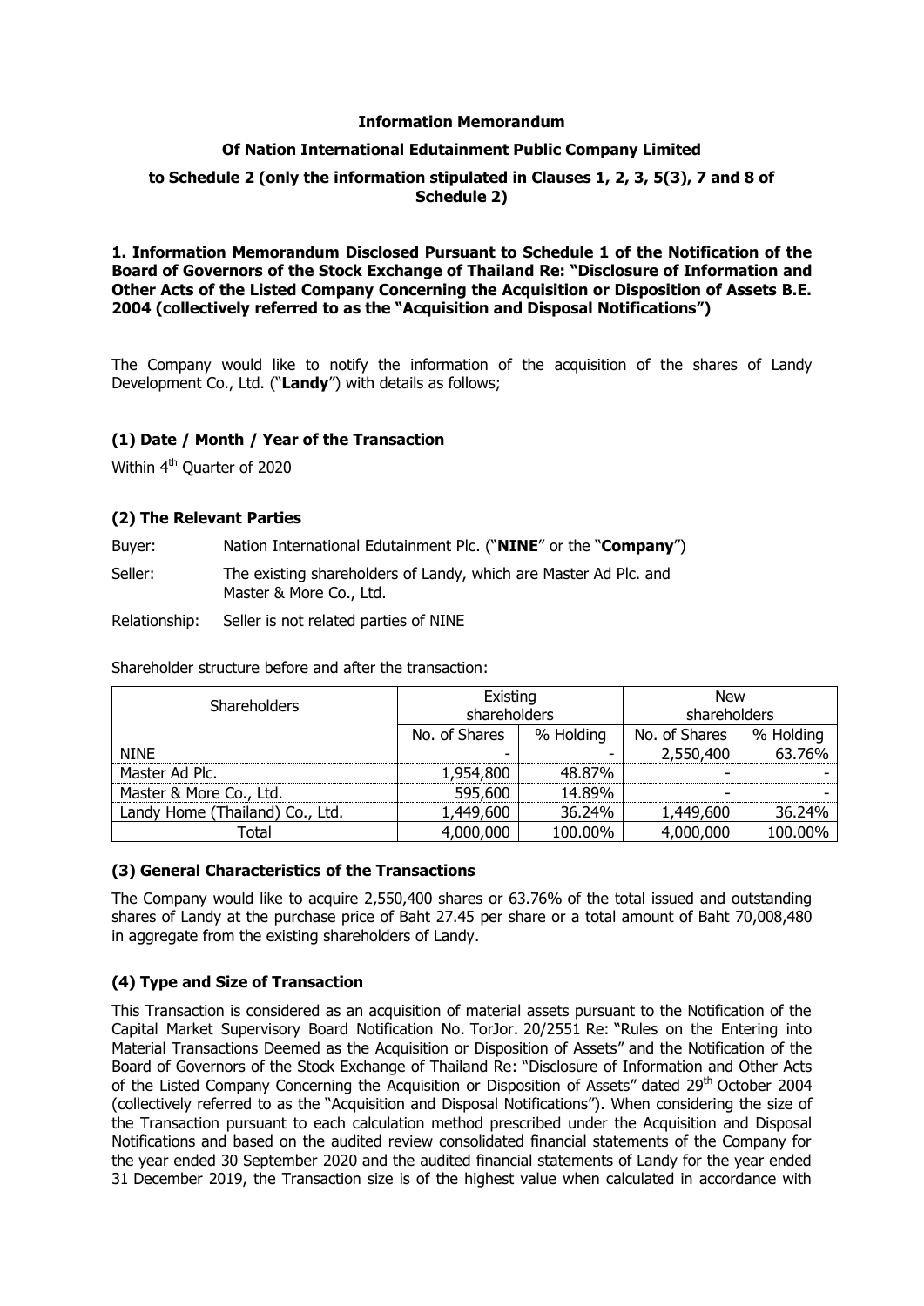**Information Memorandum**

**Of Nation International Edutainment Public Company Limited**

**to Schedule 2 (only the information stipulated in Clauses 1, 2, 3, 5(3), 7 and 8 of Schedule 2)**

**1. Information Memorandum Disclosed Pursuant to Schedule 1 of the Notification of the Board of Governors of the Stock Exchange of Thailand Re: "Disclosure of Information and Other Acts of the Listed Company Concerning the Acquisition or Disposition of Assets B.E. 2004 (collectively referred to as the "Acquisition and Disposal Notifications")**

The Company would like to notify the information of the acquisition of the shares of Landy Development Co., Ltd. ("**Landy**") with details as follows;

### (1) Date / Month / Year of the Transaction

Within 4th Quarter of 2020

### (2) The Relevant Parties

Buyer: Nation International Edutainment Plc. ("**NINE**" or the "**Company**")

Seller: The existing shareholders of Landy, which are Master Ad Plc. and Master & More Co., Ltd.

Relationship: Seller is not related parties of NINE

Shareholder structure before and after the transaction:

| Shareholders | Existing shareholders | | New shareholders | |
|---|---|---|---|---|
| | No. of Shares | % Holding | No. of Shares | % Holding |
| NINE | - | - | 2,550,400 | 63.76% |
| Master Ad Plc. | 1,954,800 | 48.87% | - | - |
| Master & More Co., Ltd. | 595,600 | 14.89% | - | - |
| Landy Home (Thailand) Co., Ltd. | 1,449,600 | 36.24% | 1,449,600 | 36.24% |
| Total | 4,000,000 | 100.00% | 4,000,000 | 100.00% |

### (3) General Characteristics of the Transactions

The Company would like to acquire 2,550,400 shares or 63.76% of the total issued and outstanding shares of Landy at the purchase price of Baht 27.45 per share or a total amount of Baht 70,008,480 in aggregate from the existing shareholders of Landy.

### (4) Type and Size of Transaction

This Transaction is considered as an acquisition of material assets pursuant to the Notification of the Capital Market Supervisory Board Notification No. TorJor. 20/2551 Re: "Rules on the Entering into Material Transactions Deemed as the Acquisition or Disposition of Assets" and the Notification of the Board of Governors of the Stock Exchange of Thailand Re: "Disclosure of Information and Other Acts of the Listed Company Concerning the Acquisition or Disposition of Assets" dated 29th October 2004 (collectively referred to as the "Acquisition and Disposal Notifications"). When considering the size of the Transaction pursuant to each calculation method prescribed under the Acquisition and Disposal Notifications and based on the audited review consolidated financial statements of the Company for the year ended 30 September 2020 and the audited financial statements of Landy for the year ended 31 December 2019, the Transaction size is of the highest value when calculated in accordance with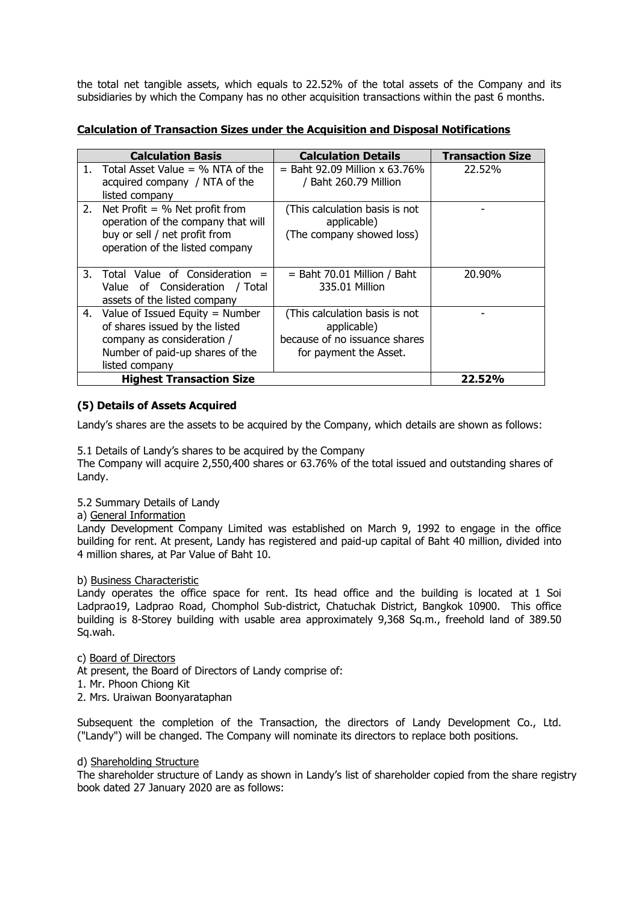the total net tangible assets, which equals to 22.52% of the total assets of the Company and its subsidiaries by which the Company has no other acquisition transactions within the past 6 months.

**Calculation of Transaction Sizes under the Acquisition and Disposal Notifications**

| Calculation Basis | Calculation Details | Transaction Size |
|---|---|---|
| 1. Total Asset Value = % NTA of the acquired company / NTA of the listed company | = Baht 92.09 Million x 63.76% / Baht 260.79 Million | 22.52% |
| 2. Net Profit = % Net profit from operation of the company that will buy or sell / net profit from operation of the listed company | (This calculation basis is not applicable) (The company showed loss) | - |
| 3. Total Value of Consideration = Value of Consideration / Total assets of the listed company | = Baht 70.01 Million / Baht 335.01 Million | 20.90% |
| 4. Value of Issued Equity = Number of shares issued by the listed company as consideration / Number of paid-up shares of the listed company | (This calculation basis is not applicable) because of no issuance shares for payment the Asset. | - |
| **Highest Transaction Size** | | **22.52%** |

### (5) Details of Assets Acquired

Landy's shares are the assets to be acquired by the Company, which details are shown as follows:

5.1 Details of Landy's shares to be acquired by the Company

The Company will acquire 2,550,400 shares or 63.76% of the total issued and outstanding shares of Landy.

5.2 Summary Details of Landy

a) General Information

Landy Development Company Limited was established on March 9, 1992 to engage in the office building for rent. At present, Landy has registered and paid-up capital of Baht 40 million, divided into 4 million shares, at Par Value of Baht 10.

b) Business Characteristic

Landy operates the office space for rent. Its head office and the building is located at 1 Soi Ladprao19, Ladprao Road, Chomphol Sub-district, Chatuchak District, Bangkok 10900. This office building is 8-Storey building with usable area approximately 9,368 Sq.m., freehold land of 389.50 Sq.wah.

c) Board of Directors

At present, the Board of Directors of Landy comprise of:

1. Mr. Phoon Chiong Kit
2. Mrs. Uraiwan Boonyarataphan

Subsequent the completion of the Transaction, the directors of Landy Development Co., Ltd. ("Landy") will be changed. The Company will nominate its directors to replace both positions.

d) Shareholding Structure

The shareholder structure of Landy as shown in Landy's list of shareholder copied from the share registry book dated 27 January 2020 are as follows: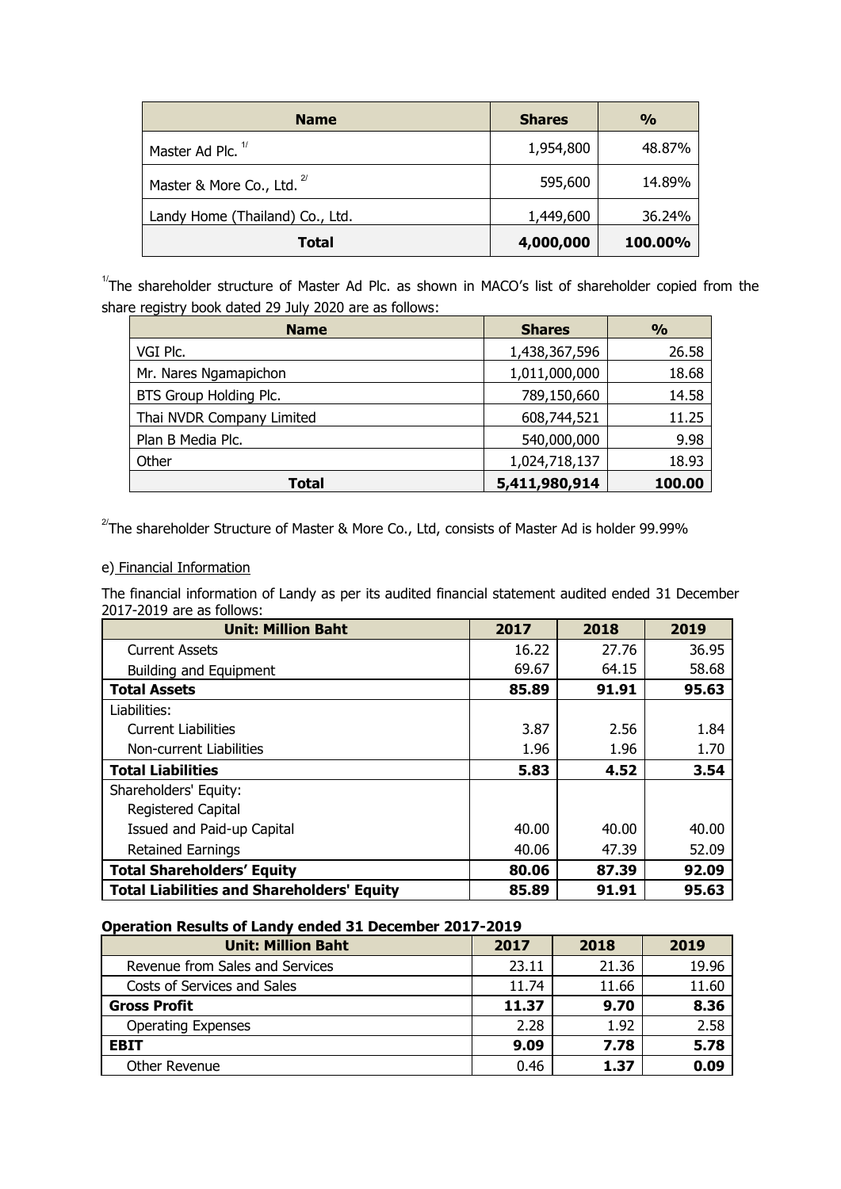| Name | Shares | % |
|---|---|---|
| Master Ad Plc. [1/] | 1,954,800 | 48.87% |
| Master & More Co., Ltd. [2/] | 595,600 | 14.89% |
| Landy Home (Thailand) Co., Ltd. | 1,449,600 | 36.24% |
| **Total** | **4,000,000** | **100.00%** |

[1/] The shareholder structure of Master Ad Plc. as shown in MACO's list of shareholder copied from the share registry book dated 29 July 2020 are as follows:

| Name | Shares | % |
|---|---|---|
| VGI Plc. | 1,438,367,596 | 26.58 |
| Mr. Nares Ngamapichon | 1,011,000,000 | 18.68 |
| BTS Group Holding Plc. | 789,150,660 | 14.58 |
| Thai NVDR Company Limited | 608,744,521 | 11.25 |
| Plan B Media Plc. | 540,000,000 | 9.98 |
| Other | 1,024,718,137 | 18.93 |
| **Total** | **5,411,980,914** | **100.00** |

[2/] The shareholder Structure of Master & More Co., Ltd, consists of Master Ad is holder 99.99%

e) Financial Information

The financial information of Landy as per its audited financial statement audited ended 31 December 2017-2019 are as follows:

| Unit: Million Baht | 2017 | 2018 | 2019 |
|---|---|---|---|
| Current Assets | 16.22 | 27.76 | 36.95 |
| Building and Equipment | 69.67 | 64.15 | 58.68 |
| **Total Assets** | **85.89** | **91.91** | **95.63** |
| Liabilities: | | | |
| Current Liabilities | 3.87 | 2.56 | 1.84 |
| Non-current Liabilities | 1.96 | 1.96 | 1.70 |
| **Total Liabilities** | **5.83** | **4.52** | **3.54** |
| Shareholders' Equity: | | | |
| Registered Capital | | | |
| Issued and Paid-up Capital | 40.00 | 40.00 | 40.00 |
| Retained Earnings | 40.06 | 47.39 | 52.09 |
| **Total Shareholders' Equity** | **80.06** | **87.39** | **92.09** |
| **Total Liabilities and Shareholders' Equity** | **85.89** | **91.91** | **95.63** |

**Operation Results of Landy ended 31 December 2017-2019**

| Unit: Million Baht | 2017 | 2018 | 2019 |
|---|---|---|---|
| Revenue from Sales and Services | 23.11 | 21.36 | 19.96 |
| Costs of Services and Sales | 11.74 | 11.66 | 11.60 |
| **Gross Profit** | **11.37** | **9.70** | **8.36** |
| Operating Expenses | 2.28 | 1.92 | 2.58 |
| **EBIT** | **9.09** | **7.78** | **5.78** |
| Other Revenue | 0.46 | **1.37** | **0.09** |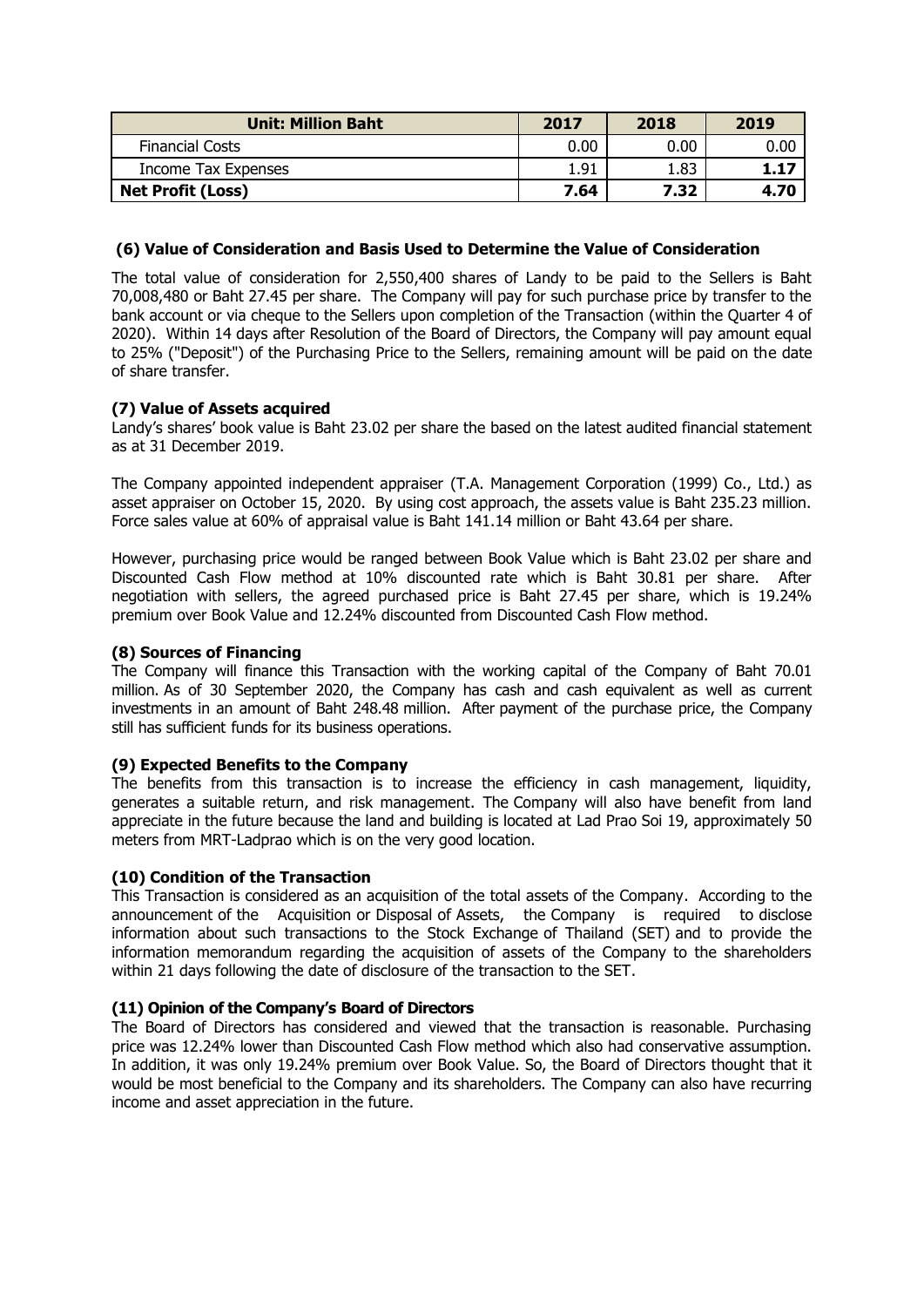| Unit: Million Baht | 2017 | 2018 | 2019 |
|---|---|---|---|
| Financial Costs | 0.00 | 0.00 | 0.00 |
| Income Tax Expenses | 1.91 | 1.83 | **1.17** |
| **Net Profit (Loss)** | **7.64** | **7.32** | **4.70** |

### (6) Value of Consideration and Basis Used to Determine the Value of Consideration

The total value of consideration for 2,550,400 shares of Landy to be paid to the Sellers is Baht 70,008,480 or Baht 27.45 per share. The Company will pay for such purchase price by transfer to the bank account or via cheque to the Sellers upon completion of the Transaction (within the Quarter 4 of 2020). Within 14 days after Resolution of the Board of Directors, the Company will pay amount equal to 25% ("Deposit") of the Purchasing Price to the Sellers, remaining amount will be paid on the date of share transfer.

### (7) Value of Assets acquired

Landy's shares' book value is Baht 23.02 per share the based on the latest audited financial statement as at 31 December 2019.

The Company appointed independent appraiser (T.A. Management Corporation (1999) Co., Ltd.) as asset appraiser on October 15, 2020. By using cost approach, the assets value is Baht 235.23 million. Force sales value at 60% of appraisal value is Baht 141.14 million or Baht 43.64 per share.

However, purchasing price would be ranged between Book Value which is Baht 23.02 per share and Discounted Cash Flow method at 10% discounted rate which is Baht 30.81 per share. After negotiation with sellers, the agreed purchased price is Baht 27.45 per share, which is 19.24% premium over Book Value and 12.24% discounted from Discounted Cash Flow method.

### (8) Sources of Financing

The Company will finance this Transaction with the working capital of the Company of Baht 70.01 million. As of 30 September 2020, the Company has cash and cash equivalent as well as current investments in an amount of Baht 248.48 million. After payment of the purchase price, the Company still has sufficient funds for its business operations.

### (9) Expected Benefits to the Company

The benefits from this transaction is to increase the efficiency in cash management, liquidity, generates a suitable return, and risk management. The Company will also have benefit from land appreciate in the future because the land and building is located at Lad Prao Soi 19, approximately 50 meters from MRT-Ladprao which is on the very good location.

### (10) Condition of the Transaction

This Transaction is considered as an acquisition of the total assets of the Company. According to the announcement of the Acquisition or Disposal of Assets, the Company is required to disclose information about such transactions to the Stock Exchange of Thailand (SET) and to provide the information memorandum regarding the acquisition of assets of the Company to the shareholders within 21 days following the date of disclosure of the transaction to the SET.

### (11) Opinion of the Company's Board of Directors

The Board of Directors has considered and viewed that the transaction is reasonable. Purchasing price was 12.24% lower than Discounted Cash Flow method which also had conservative assumption. In addition, it was only 19.24% premium over Book Value. So, the Board of Directors thought that it would be most beneficial to the Company and its shareholders. The Company can also have recurring income and asset appreciation in the future.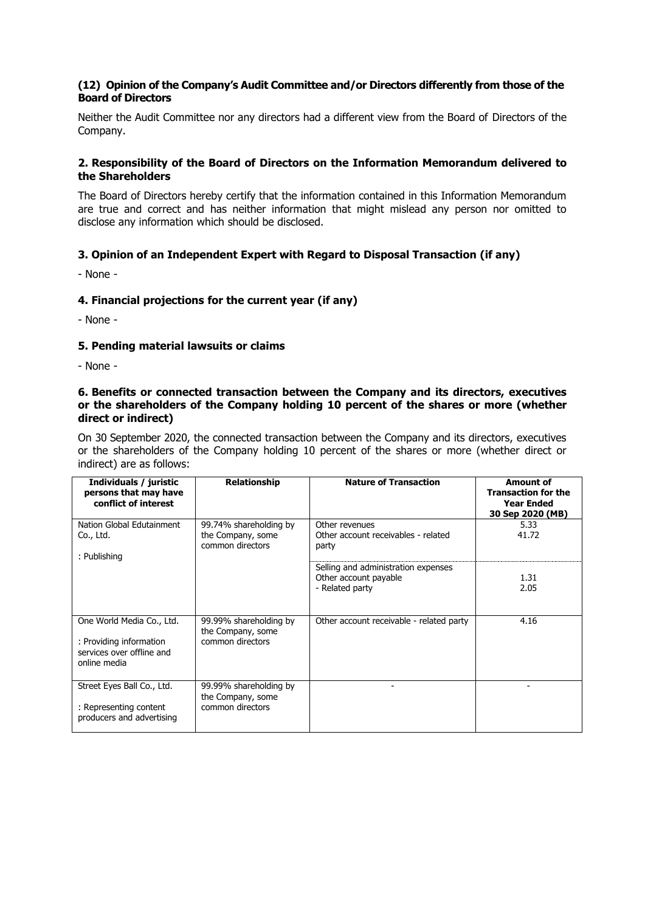### (12) Opinion of the Company's Audit Committee and/or Directors differently from those of the Board of Directors

Neither the Audit Committee nor any directors had a different view from the Board of Directors of the Company.

## 2. Responsibility of the Board of Directors on the Information Memorandum delivered to the Shareholders

The Board of Directors hereby certify that the information contained in this Information Memorandum are true and correct and has neither information that might mislead any person nor omitted to disclose any information which should be disclosed.

## 3. Opinion of an Independent Expert with Regard to Disposal Transaction (if any)

- None -

## 4. Financial projections for the current year (if any)

- None -

## 5. Pending material lawsuits or claims

- None -

## 6. Benefits or connected transaction between the Company and its directors, executives or the shareholders of the Company holding 10 percent of the shares or more (whether direct or indirect)

On 30 September 2020, the connected transaction between the Company and its directors, executives or the shareholders of the Company holding 10 percent of the shares or more (whether direct or indirect) are as follows:

| Individuals / juristic persons that may have conflict of interest | Relationship | Nature of Transaction | Amount of Transaction for the Year Ended 30 Sep 2020 (MB) |
|---|---|---|---|
| Nation Global Edutainment Co., Ltd.<br><br>: Publishing | 99.74% shareholding by the Company, some common directors | Other revenues<br>Other account receivables - related party | 5.33<br>41.72 |
| | | Selling and administration expenses<br>Other account payable - Related party | 1.31<br>2.05 |
| One World Media Co., Ltd.<br><br>: Providing information services over offline and online media | 99.99% shareholding by the Company, some common directors | Other account receivable - related party | 4.16 |
| Street Eyes Ball Co., Ltd.<br><br>: Representing content producers and advertising | 99.99% shareholding by the Company, some common directors | - | - |